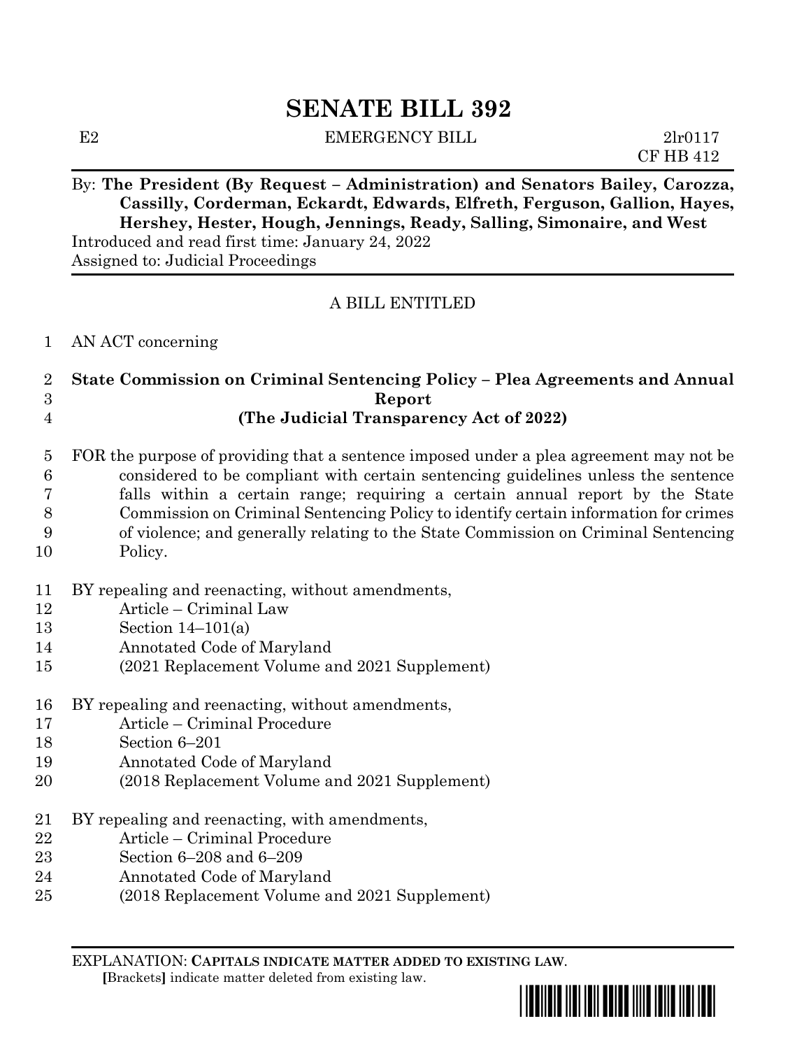# SENATE BILL 392

E2 EMERGENCY BILL 2lr0117
CF HB 412

By: **The President (By Request – Administration) and Senators Bailey, Carozza, Cassilly, Corderman, Eckardt, Edwards, Elfreth, Ferguson, Gallion, Hayes, Hershey, Hester, Hough, Jennings, Ready, Salling, Simonaire, and West**
Introduced and read first time: January 24, 2022
Assigned to: Judicial Proceedings

A BILL ENTITLED

1 AN ACT concerning

2 **State Commission on Criminal Sentencing Policy – Plea Agreements and Annual**
3 **Report**
4 **(The Judicial Transparency Act of 2022)**

5 FOR the purpose of providing that a sentence imposed under a plea agreement may not be
6 considered to be compliant with certain sentencing guidelines unless the sentence
7 falls within a certain range; requiring a certain annual report by the State
8 Commission on Criminal Sentencing Policy to identify certain information for crimes
9 of violence; and generally relating to the State Commission on Criminal Sentencing
10 Policy.

11 BY repealing and reenacting, without amendments,
12 Article – Criminal Law
13 Section 14–101(a)
14 Annotated Code of Maryland
15 (2021 Replacement Volume and 2021 Supplement)

16 BY repealing and reenacting, without amendments,
17 Article – Criminal Procedure
18 Section 6–201
19 Annotated Code of Maryland
20 (2018 Replacement Volume and 2021 Supplement)

21 BY repealing and reenacting, with amendments,
22 Article – Criminal Procedure
23 Section 6–208 and 6–209
24 Annotated Code of Maryland
25 (2018 Replacement Volume and 2021 Supplement)

EXPLANATION: **CAPITALS INDICATE MATTER ADDED TO EXISTING LAW**.
**[**Brackets**]** indicate matter deleted from existing law.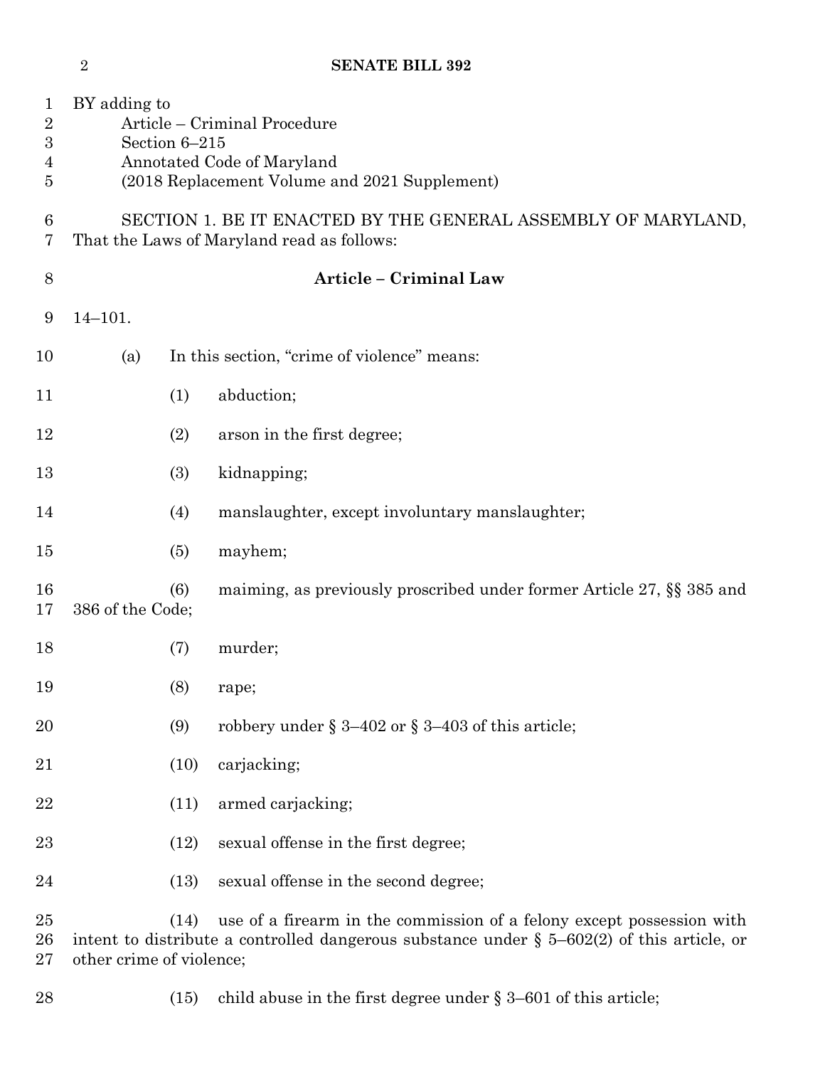BY adding to

Article – Criminal Procedure

Section 6–215

Annotated Code of Maryland

(2018 Replacement Volume and 2021 Supplement)

SECTION 1. BE IT ENACTED BY THE GENERAL ASSEMBLY OF MARYLAND, That the Laws of Maryland read as follows:

**Article – Criminal Law**

14–101.

(a) In this section, "crime of violence" means:

(1) abduction;

(2) arson in the first degree;

(3) kidnapping;

(4) manslaughter, except involuntary manslaughter;

(5) mayhem;

(6) maiming, as previously proscribed under former Article 27, §§ 385 and 386 of the Code;

(7) murder;

(8) rape;

(9) robbery under § 3–402 or § 3–403 of this article;

(10) carjacking;

(11) armed carjacking;

(12) sexual offense in the first degree;

(13) sexual offense in the second degree;

(14) use of a firearm in the commission of a felony except possession with intent to distribute a controlled dangerous substance under § 5–602(2) of this article, or other crime of violence;

(15) child abuse in the first degree under § 3–601 of this article;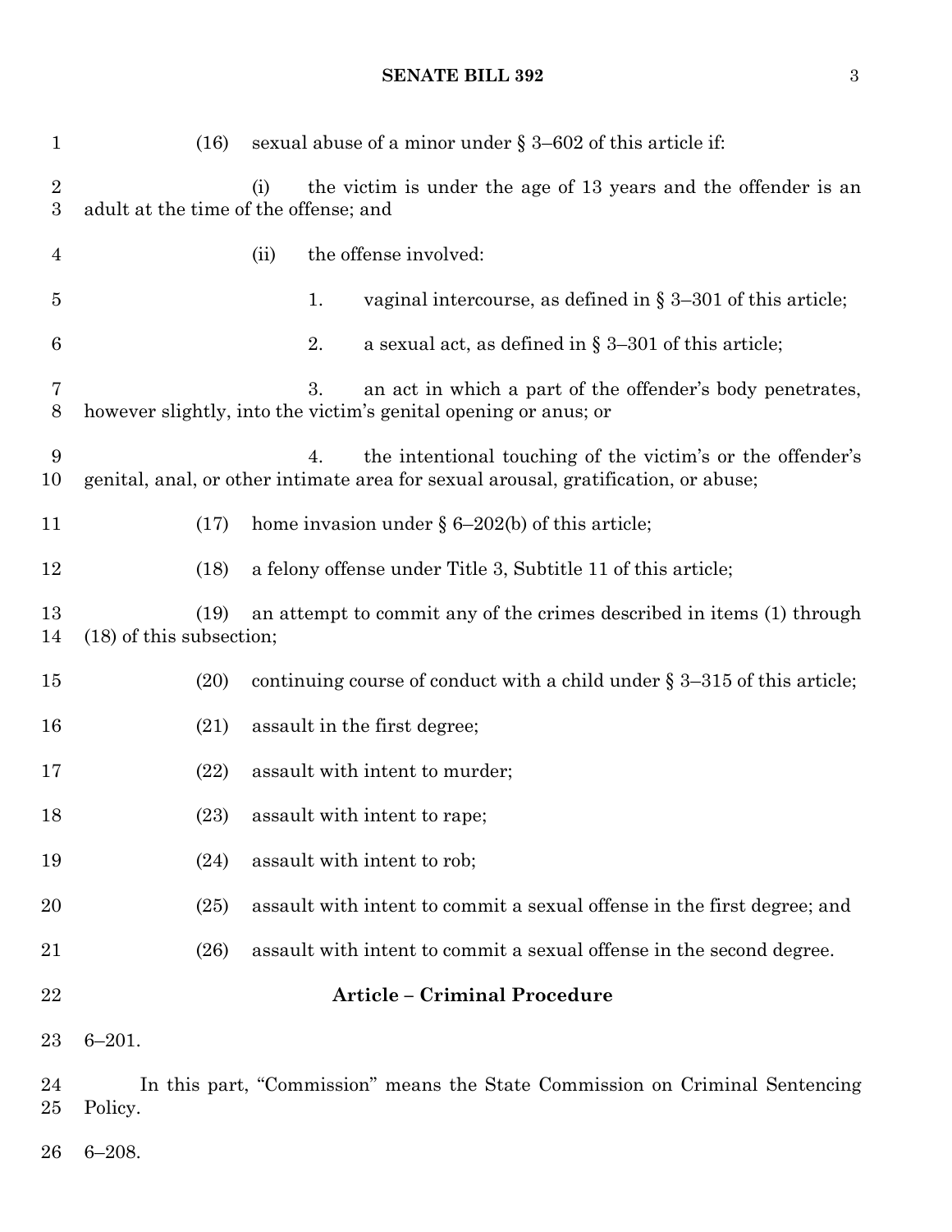(16) sexual abuse of a minor under § 3–602 of this article if:

(i) the victim is under the age of 13 years and the offender is an adult at the time of the offense; and

(ii) the offense involved:

1. vaginal intercourse, as defined in § 3–301 of this article;

2. a sexual act, as defined in § 3–301 of this article;

3. an act in which a part of the offender's body penetrates, however slightly, into the victim's genital opening or anus; or

4. the intentional touching of the victim's or the offender's genital, anal, or other intimate area for sexual arousal, gratification, or abuse;

(17) home invasion under § 6–202(b) of this article;

(18) a felony offense under Title 3, Subtitle 11 of this article;

(19) an attempt to commit any of the crimes described in items (1) through (18) of this subsection;

(20) continuing course of conduct with a child under § 3–315 of this article;

(21) assault in the first degree;

(22) assault with intent to murder;

(23) assault with intent to rape;

(24) assault with intent to rob;

(25) assault with intent to commit a sexual offense in the first degree; and

(26) assault with intent to commit a sexual offense in the second degree.

**Article – Criminal Procedure**

6–201.

In this part, "Commission" means the State Commission on Criminal Sentencing Policy.

6–208.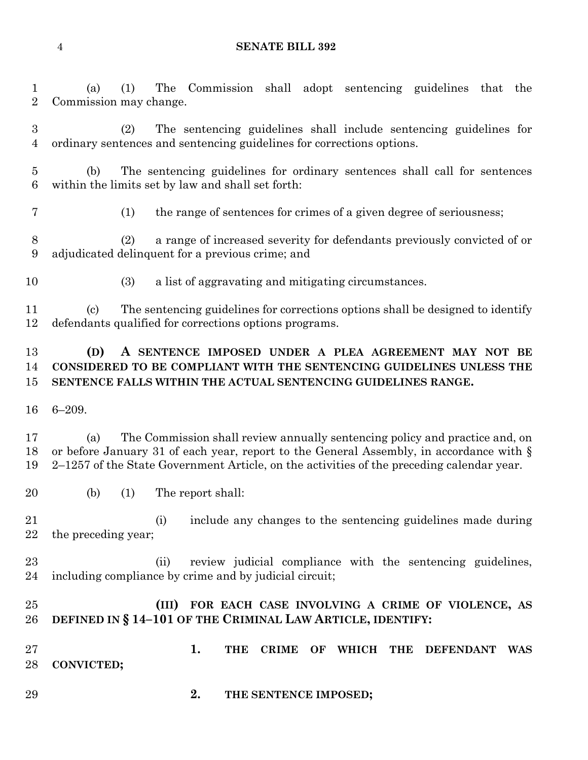(a) (1) The Commission shall adopt sentencing guidelines that the Commission may change.

(2) The sentencing guidelines shall include sentencing guidelines for ordinary sentences and sentencing guidelines for corrections options.

(b) The sentencing guidelines for ordinary sentences shall call for sentences within the limits set by law and shall set forth:

(1) the range of sentences for crimes of a given degree of seriousness;

(2) a range of increased severity for defendants previously convicted of or adjudicated delinquent for a previous crime; and

(3) a list of aggravating and mitigating circumstances.

(c) The sentencing guidelines for corrections options shall be designed to identify defendants qualified for corrections options programs.

**(D) A SENTENCE IMPOSED UNDER A PLEA AGREEMENT MAY NOT BE CONSIDERED TO BE COMPLIANT WITH THE SENTENCING GUIDELINES UNLESS THE SENTENCE FALLS WITHIN THE ACTUAL SENTENCING GUIDELINES RANGE.**

6–209.

(a) The Commission shall review annually sentencing policy and practice and, on or before January 31 of each year, report to the General Assembly, in accordance with § 2–1257 of the State Government Article, on the activities of the preceding calendar year.

(b) (1) The report shall:

(i) include any changes to the sentencing guidelines made during the preceding year;

(ii) review judicial compliance with the sentencing guidelines, including compliance by crime and by judicial circuit;

**(III) FOR EACH CASE INVOLVING A CRIME OF VIOLENCE, AS DEFINED IN § 14–101 OF THE CRIMINAL LAW ARTICLE, IDENTIFY:**

**1. THE CRIME OF WHICH THE DEFENDANT WAS CONVICTED;**

**2. THE SENTENCE IMPOSED;**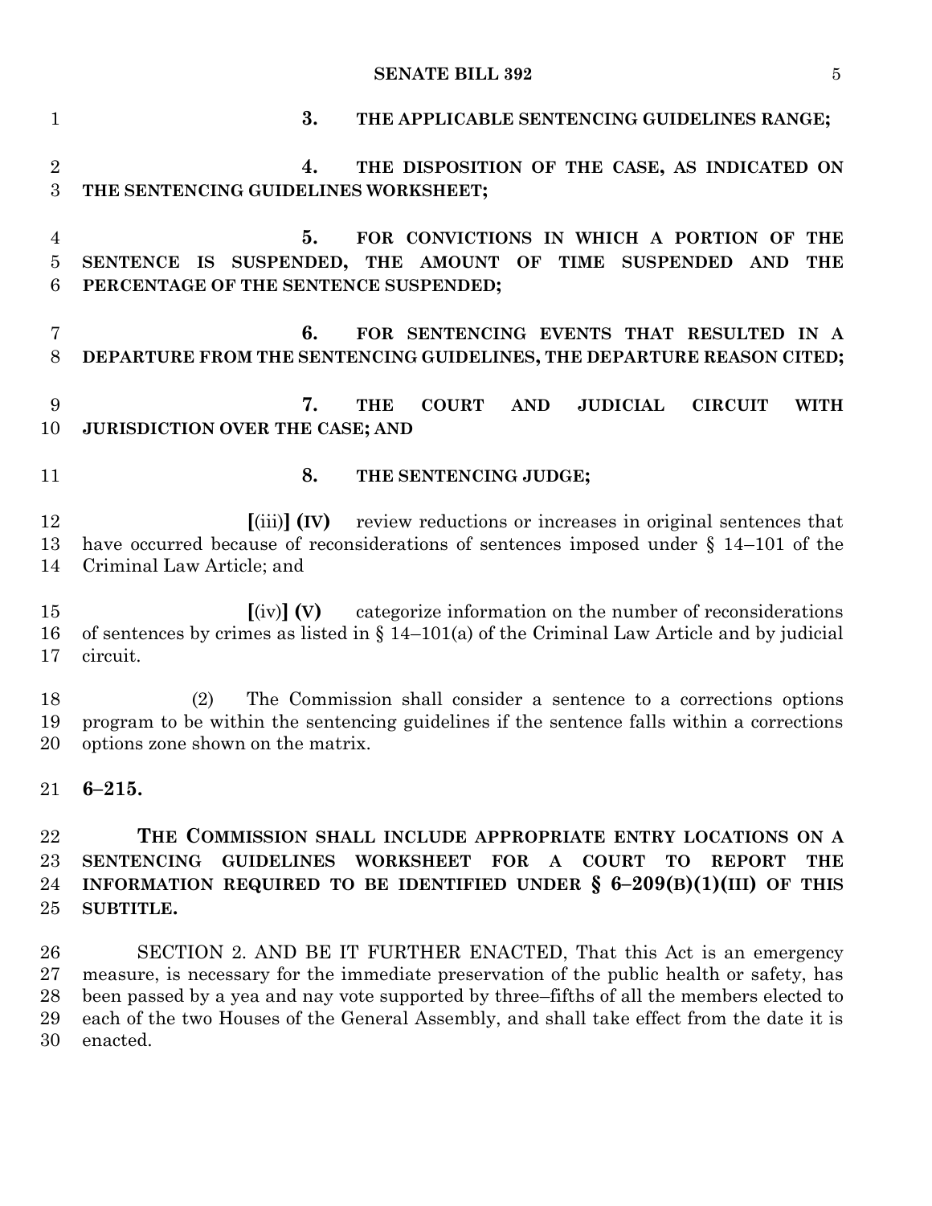**3. THE APPLICABLE SENTENCING GUIDELINES RANGE;**

**4. THE DISPOSITION OF THE CASE, AS INDICATED ON THE SENTENCING GUIDELINES WORKSHEET;**

**5. FOR CONVICTIONS IN WHICH A PORTION OF THE SENTENCE IS SUSPENDED, THE AMOUNT OF TIME SUSPENDED AND THE PERCENTAGE OF THE SENTENCE SUSPENDED;**

**6. FOR SENTENCING EVENTS THAT RESULTED IN A DEPARTURE FROM THE SENTENCING GUIDELINES, THE DEPARTURE REASON CITED;**

**7. THE COURT AND JUDICIAL CIRCUIT WITH JURISDICTION OVER THE CASE; AND**

**8. THE SENTENCING JUDGE;**

**[**(iii)**] (IV)** review reductions or increases in original sentences that have occurred because of reconsiderations of sentences imposed under § 14–101 of the Criminal Law Article; and

**[**(iv)**] (V)** categorize information on the number of reconsiderations of sentences by crimes as listed in § 14–101(a) of the Criminal Law Article and by judicial circuit.

(2) The Commission shall consider a sentence to a corrections options program to be within the sentencing guidelines if the sentence falls within a corrections options zone shown on the matrix.

**6–215.**

**THE COMMISSION SHALL INCLUDE APPROPRIATE ENTRY LOCATIONS ON A SENTENCING GUIDELINES WORKSHEET FOR A COURT TO REPORT THE INFORMATION REQUIRED TO BE IDENTIFIED UNDER § 6–209(B)(1)(III) OF THIS SUBTITLE.**

SECTION 2. AND BE IT FURTHER ENACTED, That this Act is an emergency measure, is necessary for the immediate preservation of the public health or safety, has been passed by a yea and nay vote supported by three–fifths of all the members elected to each of the two Houses of the General Assembly, and shall take effect from the date it is enacted.